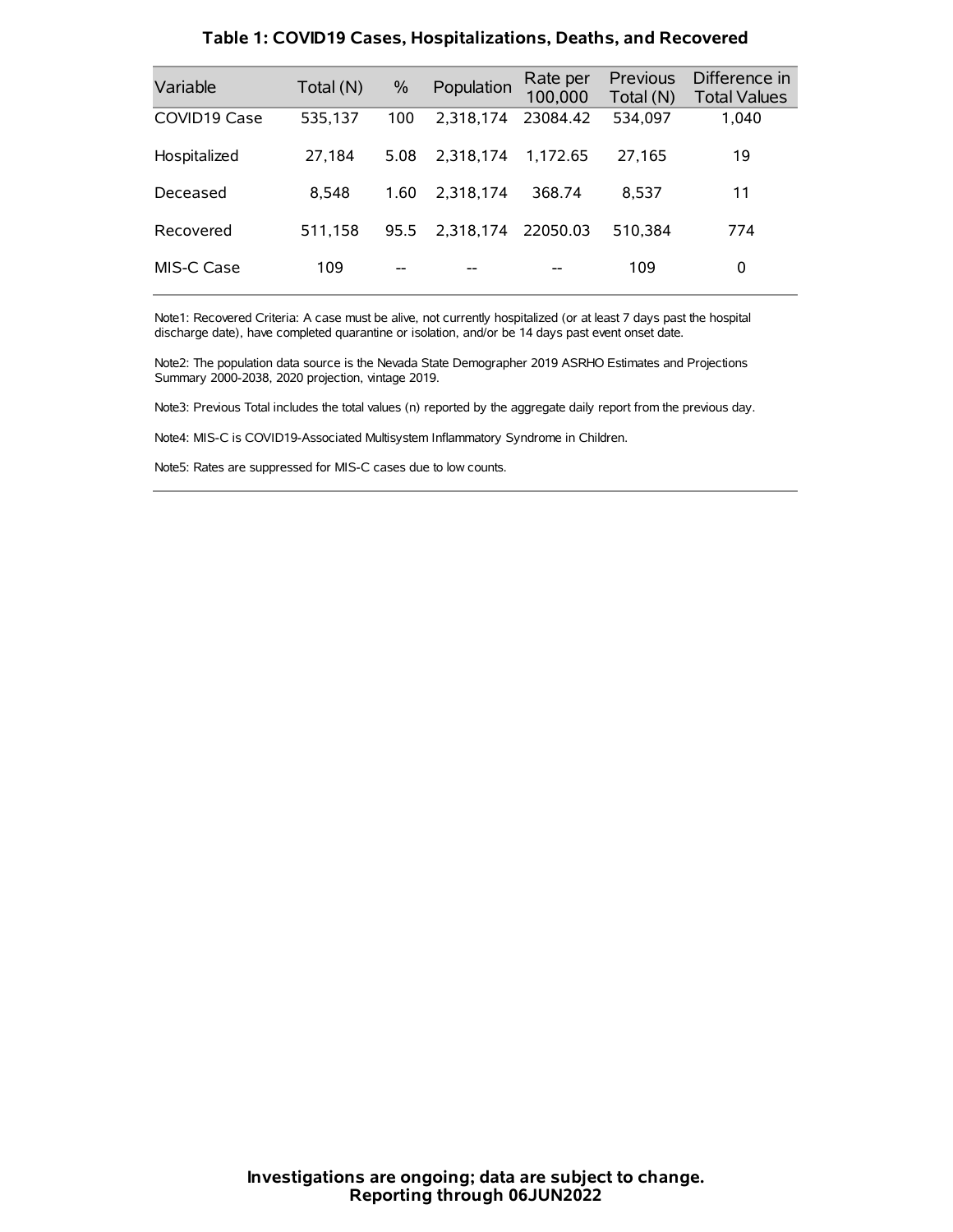## Table 1: COVID19 Cases, Hospitalizations, Deaths, and Recovered

| Variable | Total (N) | % | Population | Rate per 100,000 | Previous Total (N) | Difference in Total Values |
|---|---|---|---|---|---|---|
| COVID19 Case | 535,137 | 100 | 2,318,174 | 23084.42 | 534,097 | 1,040 |
| Hospitalized | 27,184 | 5.08 | 2,318,174 | 1,172.65 | 27,165 | 19 |
| Deceased | 8,548 | 1.60 | 2,318,174 | 368.74 | 8,537 | 11 |
| Recovered | 511,158 | 95.5 | 2,318,174 | 22050.03 | 510,384 | 774 |
| MIS-C Case | 109 | -- | -- | -- | 109 | 0 |

Note1: Recovered Criteria: A case must be alive, not currently hospitalized (or at least 7 days past the hospital discharge date), have completed quarantine or isolation, and/or be 14 days past event onset date.

Note2: The population data source is the Nevada State Demographer 2019 ASRHO Estimates and Projections Summary 2000-2038, 2020 projection, vintage 2019.

Note3: Previous Total includes the total values (n) reported by the aggregate daily report from the previous day.

Note4: MIS-C is COVID19-Associated Multisystem Inflammatory Syndrome in Children.

Note5: Rates are suppressed for MIS-C cases due to low counts.

**Investigations are ongoing; data are subject to change.**
**Reporting through 06JUN2022**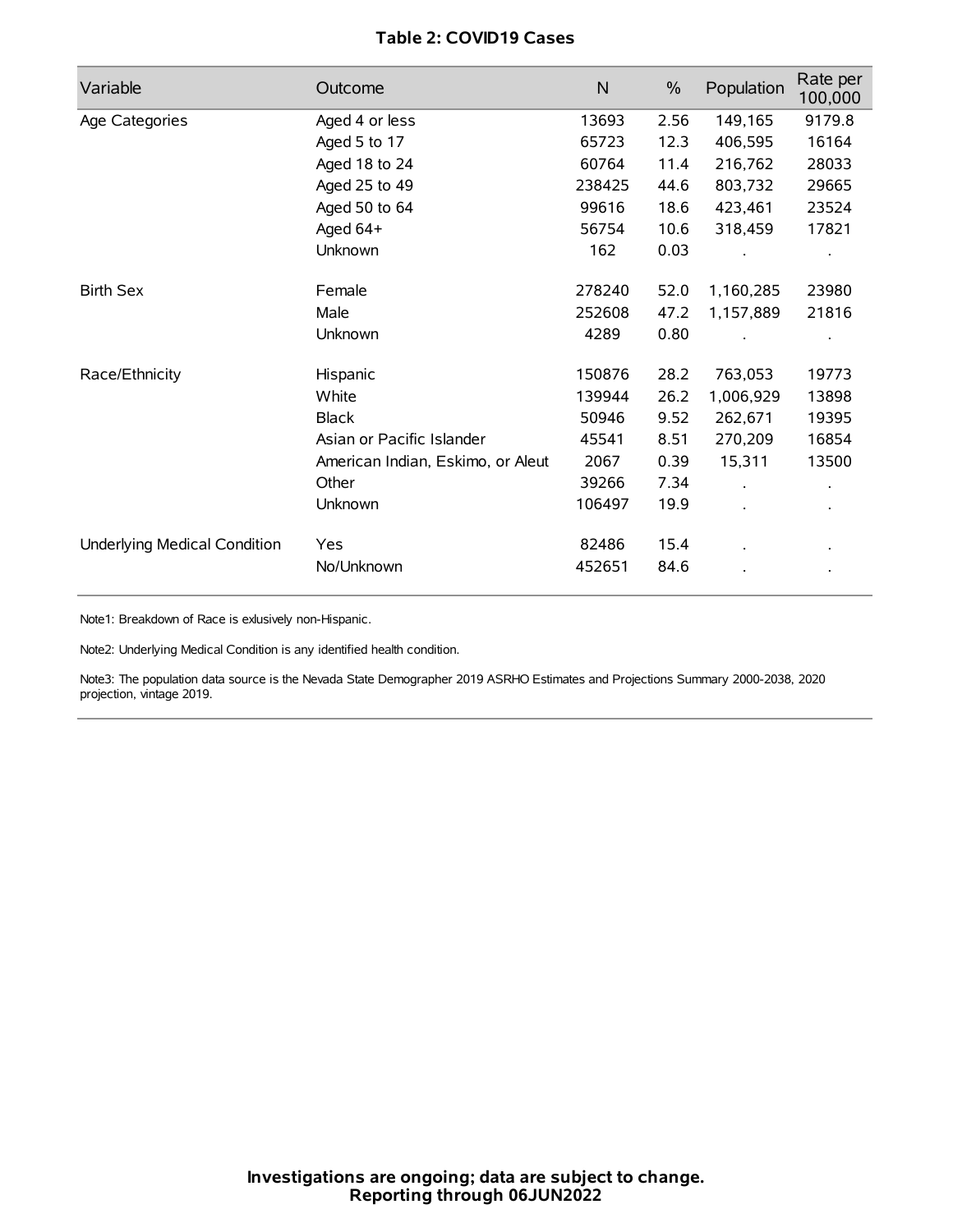### Table 2: COVID19 Cases

| Variable | Outcome | N | % | Population | Rate per 100,000 |
|---|---|---|---|---|---|
| Age Categories | Aged 4 or less | 13693 | 2.56 | 149,165 | 9179.8 |
| | Aged 5 to 17 | 65723 | 12.3 | 406,595 | 16164 |
| | Aged 18 to 24 | 60764 | 11.4 | 216,762 | 28033 |
| | Aged 25 to 49 | 238425 | 44.6 | 803,732 | 29665 |
| | Aged 50 to 64 | 99616 | 18.6 | 423,461 | 23524 |
| | Aged 64+ | 56754 | 10.6 | 318,459 | 17821 |
| | Unknown | 162 | 0.03 | . | . |
| Birth Sex | Female | 278240 | 52.0 | 1,160,285 | 23980 |
| | Male | 252608 | 47.2 | 1,157,889 | 21816 |
| | Unknown | 4289 | 0.80 | . | . |
| Race/Ethnicity | Hispanic | 150876 | 28.2 | 763,053 | 19773 |
| | White | 139944 | 26.2 | 1,006,929 | 13898 |
| | Black | 50946 | 9.52 | 262,671 | 19395 |
| | Asian or Pacific Islander | 45541 | 8.51 | 270,209 | 16854 |
| | American Indian, Eskimo, or Aleut | 2067 | 0.39 | 15,311 | 13500 |
| | Other | 39266 | 7.34 | . | . |
| | Unknown | 106497 | 19.9 | . | . |
| Underlying Medical Condition | Yes | 82486 | 15.4 | . | . |
| | No/Unknown | 452651 | 84.6 | . | . |

Note1: Breakdown of Race is exlusively non-Hispanic.

Note2: Underlying Medical Condition is any identified health condition.

Note3: The population data source is the Nevada State Demographer 2019 ASRHO Estimates and Projections Summary 2000-2038, 2020 projection, vintage 2019.

**Investigations are ongoing; data are subject to change.**
**Reporting through 06JUN2022**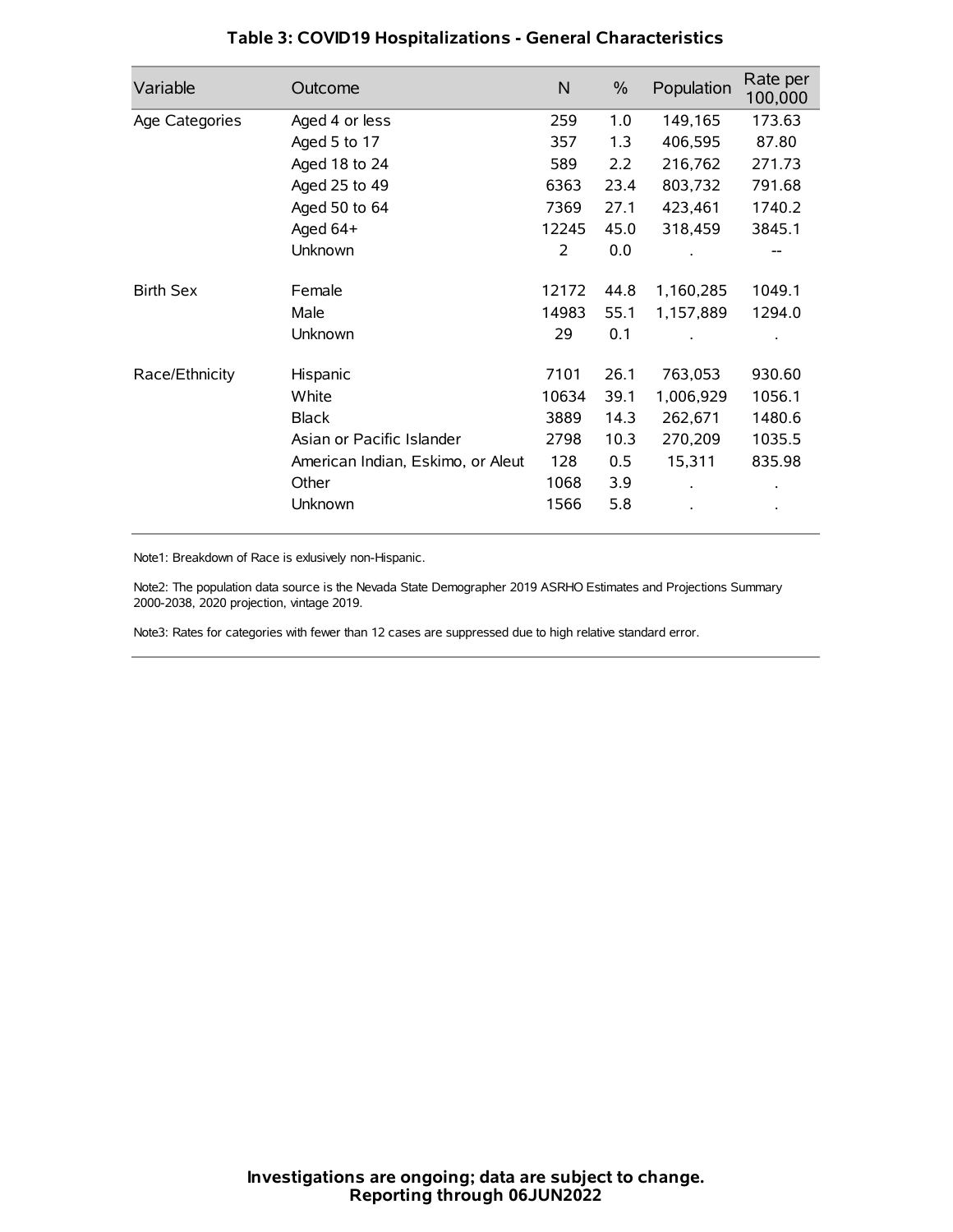## Table 3: COVID19 Hospitalizations - General Characteristics

| Variable | Outcome | N | % | Population | Rate per 100,000 |
|---|---|---|---|---|---|
| Age Categories | Aged 4 or less | 259 | 1.0 | 149,165 | 173.63 |
| | Aged 5 to 17 | 357 | 1.3 | 406,595 | 87.80 |
| | Aged 18 to 24 | 589 | 2.2 | 216,762 | 271.73 |
| | Aged 25 to 49 | 6363 | 23.4 | 803,732 | 791.68 |
| | Aged 50 to 64 | 7369 | 27.1 | 423,461 | 1740.2 |
| | Aged 64+ | 12245 | 45.0 | 318,459 | 3845.1 |
| | Unknown | 2 | 0.0 | . | -- |
| Birth Sex | Female | 12172 | 44.8 | 1,160,285 | 1049.1 |
| | Male | 14983 | 55.1 | 1,157,889 | 1294.0 |
| | Unknown | 29 | 0.1 | . | . |
| Race/Ethnicity | Hispanic | 7101 | 26.1 | 763,053 | 930.60 |
| | White | 10634 | 39.1 | 1,006,929 | 1056.1 |
| | Black | 3889 | 14.3 | 262,671 | 1480.6 |
| | Asian or Pacific Islander | 2798 | 10.3 | 270,209 | 1035.5 |
| | American Indian, Eskimo, or Aleut | 128 | 0.5 | 15,311 | 835.98 |
| | Other | 1068 | 3.9 | . | . |
| | Unknown | 1566 | 5.8 | . | . |

Note1: Breakdown of Race is exlusively non-Hispanic.

Note2: The population data source is the Nevada State Demographer 2019 ASRHO Estimates and Projections Summary 2000-2038, 2020 projection, vintage 2019.

Note3: Rates for categories with fewer than 12 cases are suppressed due to high relative standard error.

**Investigations are ongoing; data are subject to change.**
**Reporting through 06JUN2022**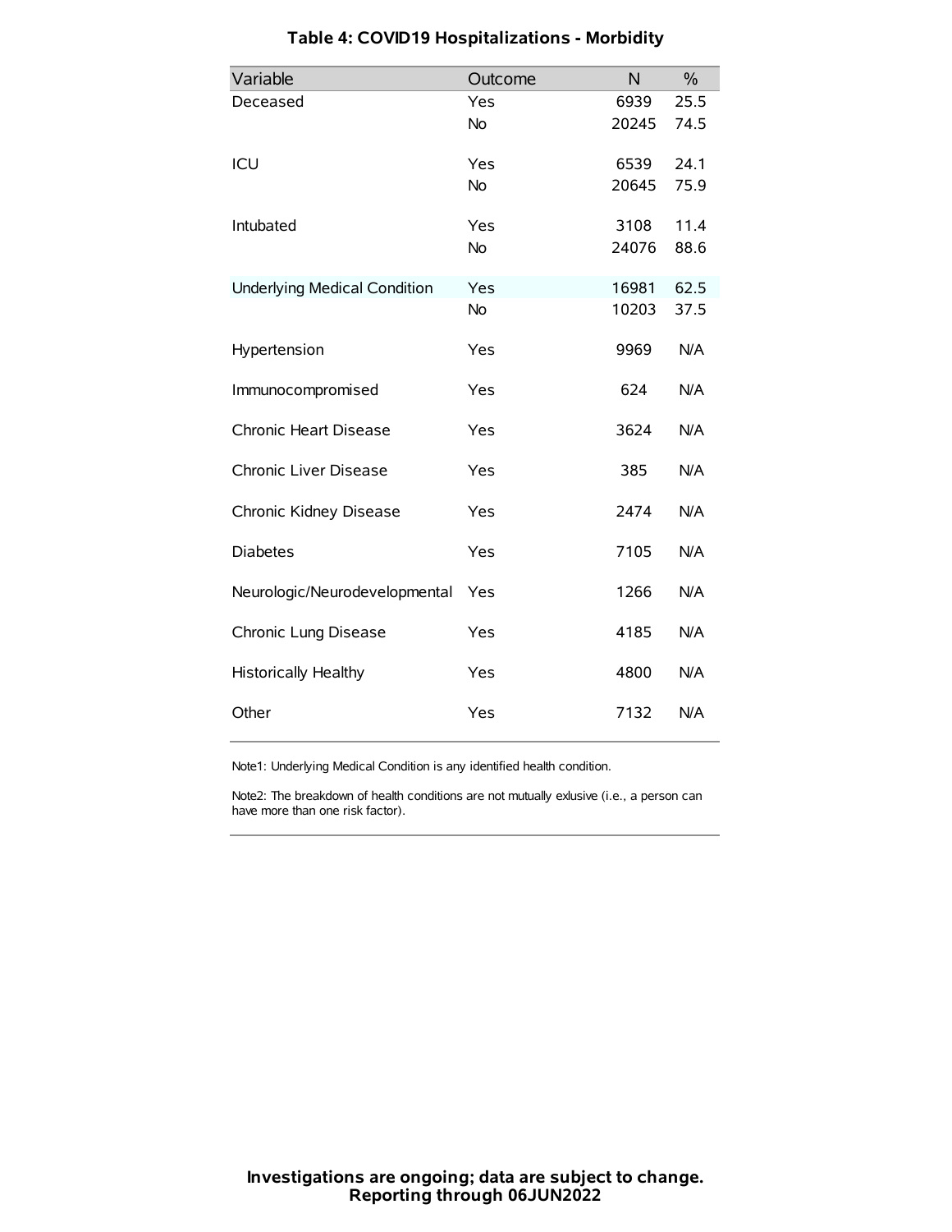# Table 4: COVID19 Hospitalizations - Morbidity

| Variable | Outcome | N | % |
|---|---|---|---|
| Deceased | Yes | 6939 | 25.5 |
| | No | 20245 | 74.5 |
| ICU | Yes | 6539 | 24.1 |
| | No | 20645 | 75.9 |
| Intubated | Yes | 3108 | 11.4 |
| | No | 24076 | 88.6 |
| Underlying Medical Condition | Yes | 16981 | 62.5 |
| | No | 10203 | 37.5 |
| Hypertension | Yes | 9969 | N/A |
| Immunocompromised | Yes | 624 | N/A |
| Chronic Heart Disease | Yes | 3624 | N/A |
| Chronic Liver Disease | Yes | 385 | N/A |
| Chronic Kidney Disease | Yes | 2474 | N/A |
| Diabetes | Yes | 7105 | N/A |
| Neurologic/Neurodevelopmental | Yes | 1266 | N/A |
| Chronic Lung Disease | Yes | 4185 | N/A |
| Historically Healthy | Yes | 4800 | N/A |
| Other | Yes | 7132 | N/A |

Note1: Underlying Medical Condition is any identified health condition.

Note2: The breakdown of health conditions are not mutually exlusive (i.e., a person can have more than one risk factor).

**Investigations are ongoing; data are subject to change.**
**Reporting through 06JUN2022**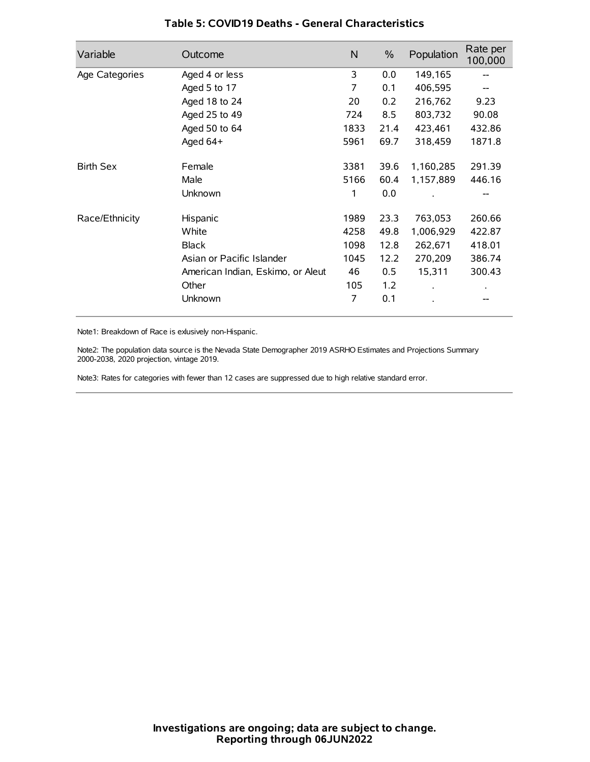### Table 5: COVID19 Deaths - General Characteristics

| Variable | Outcome | N | % | Population | Rate per 100,000 |
|---|---|---|---|---|---|
| Age Categories | Aged 4 or less | 3 | 0.0 | 149,165 | -- |
| | Aged 5 to 17 | 7 | 0.1 | 406,595 | -- |
| | Aged 18 to 24 | 20 | 0.2 | 216,762 | 9.23 |
| | Aged 25 to 49 | 724 | 8.5 | 803,732 | 90.08 |
| | Aged 50 to 64 | 1833 | 21.4 | 423,461 | 432.86 |
| | Aged 64+ | 5961 | 69.7 | 318,459 | 1871.8 |
| Birth Sex | Female | 3381 | 39.6 | 1,160,285 | 291.39 |
| | Male | 5166 | 60.4 | 1,157,889 | 446.16 |
| | Unknown | 1 | 0.0 | . | -- |
| Race/Ethnicity | Hispanic | 1989 | 23.3 | 763,053 | 260.66 |
| | White | 4258 | 49.8 | 1,006,929 | 422.87 |
| | Black | 1098 | 12.8 | 262,671 | 418.01 |
| | Asian or Pacific Islander | 1045 | 12.2 | 270,209 | 386.74 |
| | American Indian, Eskimo, or Aleut | 46 | 0.5 | 15,311 | 300.43 |
| | Other | 105 | 1.2 | . | . |
| | Unknown | 7 | 0.1 | . | -- |

Note1: Breakdown of Race is exlusively non-Hispanic.

Note2: The population data source is the Nevada State Demographer 2019 ASRHO Estimates and Projections Summary 2000-2038, 2020 projection, vintage 2019.

Note3: Rates for categories with fewer than 12 cases are suppressed due to high relative standard error.

**Investigations are ongoing; data are subject to change.**
**Reporting through 06JUN2022**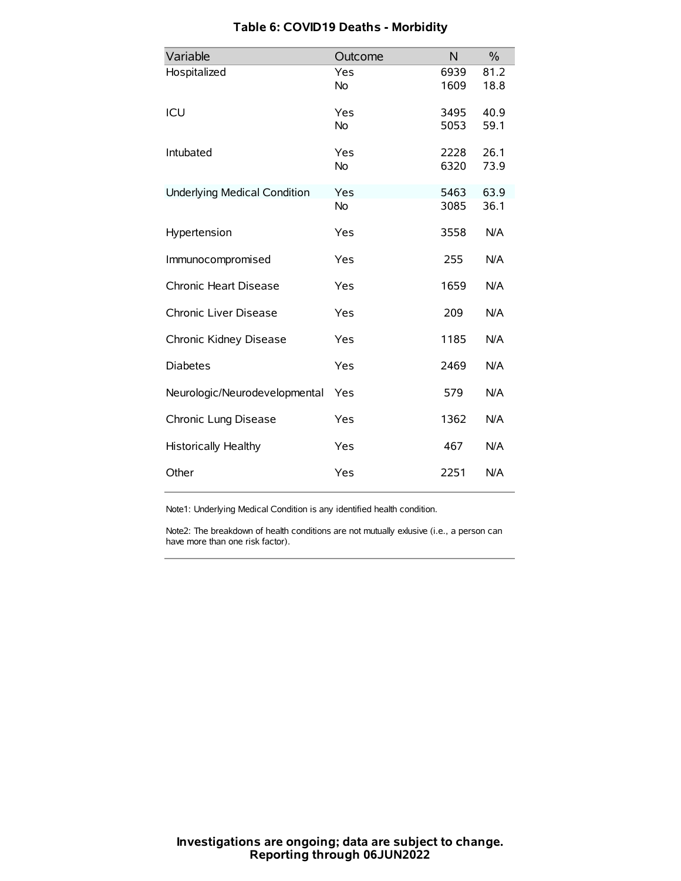## Table 6: COVID19 Deaths - Morbidity

| Variable | Outcome | N | % |
|---|---|---|---|
| Hospitalized | Yes | 6939 | 81.2 |
| | No | 1609 | 18.8 |
| ICU | Yes | 3495 | 40.9 |
| | No | 5053 | 59.1 |
| Intubated | Yes | 2228 | 26.1 |
| | No | 6320 | 73.9 |
| Underlying Medical Condition | Yes | 5463 | 63.9 |
| | No | 3085 | 36.1 |
| Hypertension | Yes | 3558 | N/A |
| Immunocompromised | Yes | 255 | N/A |
| Chronic Heart Disease | Yes | 1659 | N/A |
| Chronic Liver Disease | Yes | 209 | N/A |
| Chronic Kidney Disease | Yes | 1185 | N/A |
| Diabetes | Yes | 2469 | N/A |
| Neurologic/Neurodevelopmental | Yes | 579 | N/A |
| Chronic Lung Disease | Yes | 1362 | N/A |
| Historically Healthy | Yes | 467 | N/A |
| Other | Yes | 2251 | N/A |

Note1: Underlying Medical Condition is any identified health condition.

Note2: The breakdown of health conditions are not mutually exlusive (i.e., a person can have more than one risk factor).

**Investigations are ongoing; data are subject to change.**
**Reporting through 06JUN2022**